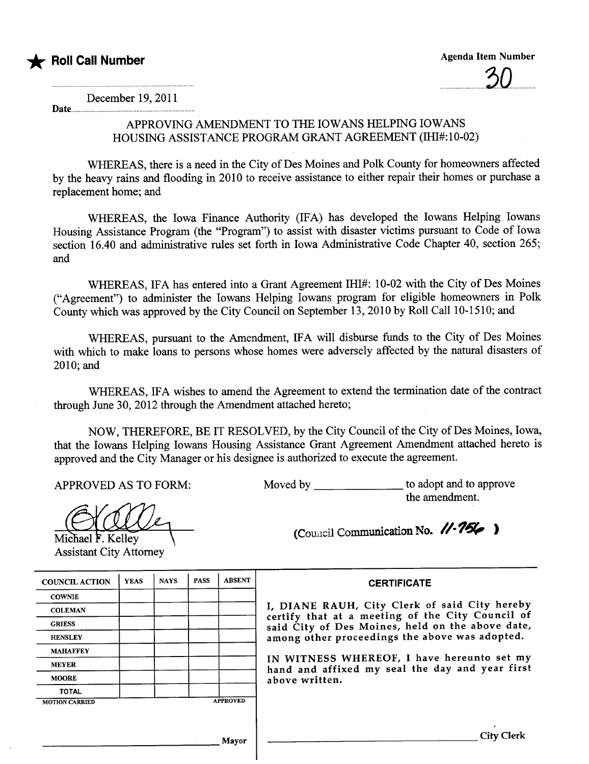★ **Roll Call Number**

Agenda Item Number

30

Date December 19, 2011

## APPROVING AMENDMENT TO THE IOWANS HELPING IOWANS HOUSING ASSISTANCE PROGRAM GRANT AGREEMENT (IHI#:10-02)

WHEREAS, there is a need in the City of Des Moines and Polk County for homeowners affected by the heavy rains and flooding in 2010 to receive assistance to either repair their homes or purchase a replacement home; and

WHEREAS, the Iowa Finance Authority (IFA) has developed the Iowans Helping Iowans Housing Assistance Program (the "Program") to assist with disaster victims pursuant to Code of Iowa section 16.40 and administrative rules set forth in Iowa Administrative Code Chapter 40, section 265; and

WHEREAS, IFA has entered into a Grant Agreement IHI#: 10-02 with the City of Des Moines ("Agreement") to administer the Iowans Helping Iowans program for eligible homeowners in Polk County which was approved by the City Council on September 13, 2010 by Roll Call 10-1510; and

WHEREAS, pursuant to the Amendment, IFA will disburse funds to the City of Des Moines with which to make loans to persons whose homes were adversely affected by the natural disasters of 2010; and

WHEREAS, IFA wishes to amend the Agreement to extend the termination date of the contract through June 30, 2012 through the Amendment attached hereto;

NOW, THEREFORE, BE IT RESOLVED, by the City Council of the City of Des Moines, Iowa, that the Iowans Helping Iowans Housing Assistance Grant Agreement Amendment attached hereto is approved and the City Manager or his designee is authorized to execute the agreement.

APPROVED AS TO FORM:

Michael F. Kelley
Assistant City Attorney

Moved by ______________ to adopt and to approve the amendment.

(Council Communication No. 11-756)

| COUNCIL ACTION | YEAS | NAYS | PASS | ABSENT |
|---|---|---|---|---|
| COWNIE | | | | |
| COLEMAN | | | | |
| GRIESS | | | | |
| HENSLEY | | | | |
| MAHAFFEY | | | | |
| MEYER | | | | |
| MOORE | | | | |
| TOTAL | | | | |
| MOTION CARRIED | | | | APPROVED |

______________________________ Mayor

**CERTIFICATE**

I, DIANE RAUH, City Clerk of said City hereby certify that at a meeting of the City Council of said City of Des Moines, held on the above date, among other proceedings the above was adopted.

IN WITNESS WHEREOF, I have hereunto set my hand and affixed my seal the day and year first above written.

______________________________ City Clerk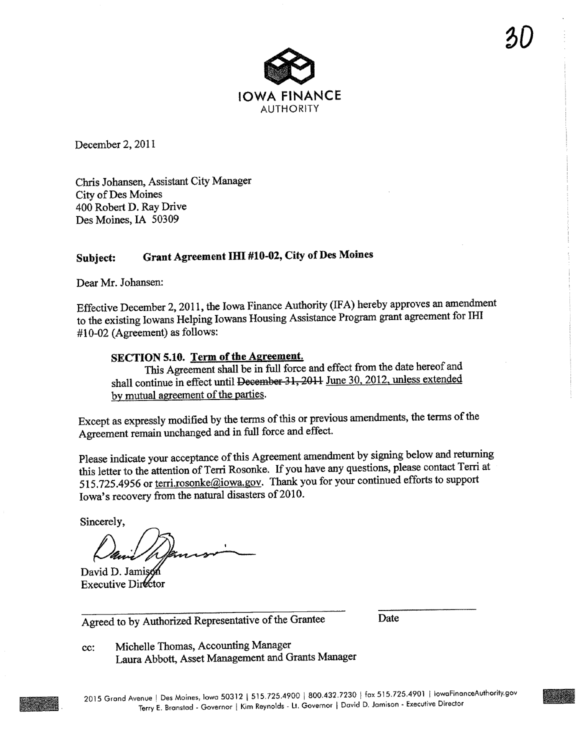30

IOWA FINANCE
AUTHORITY

December 2, 2011

Chris Johansen, Assistant City Manager
City of Des Moines
400 Robert D. Ray Drive
Des Moines, IA 50309

**Subject: Grant Agreement IHI #10-02, City of Des Moines**

Dear Mr. Johansen:

Effective December 2, 2011, the Iowa Finance Authority (IFA) hereby approves an amendment to the existing Iowans Helping Iowans Housing Assistance Program grant agreement for IHI #10-02 (Agreement) as follows:

> **SECTION 5.10. Term of the Agreement.**
> This Agreement shall be in full force and effect from the date hereof and shall continue in effect until ~~December 31, 2011~~ June 30, 2012, unless extended by mutual agreement of the parties.

Except as expressly modified by the terms of this or previous amendments, the terms of the Agreement remain unchanged and in full force and effect.

Please indicate your acceptance of this Agreement amendment by signing below and returning this letter to the attention of Terri Rosonke. If you have any questions, please contact Terri at 515.725.4956 or terri.rosonke@iowa.gov. Thank you for your continued efforts to support Iowa's recovery from the natural disasters of 2010.

Sincerely,

David D. Jamison
Executive Director

\_\_\_\_\_\_\_\_\_\_\_\_\_\_\_\_\_\_\_\_\_\_\_\_\_\_\_\_\_\_\_\_\_\_\_\_\_\_\_\_ \_\_\_\_\_\_\_\_\_\_\_\_\_\_\_
Agreed to by Authorized Representative of the Grantee Date

cc: Michelle Thomas, Accounting Manager
Laura Abbott, Asset Management and Grants Manager

2015 Grand Avenue | Des Moines, Iowa 50312 | 515.725.4900 | 800.432.7230 | fax 515.725.4901 | IowaFinanceAuthority.gov
Terry E. Branstad - Governor | Kim Reynolds - Lt. Governor | David D. Jamison - Executive Director